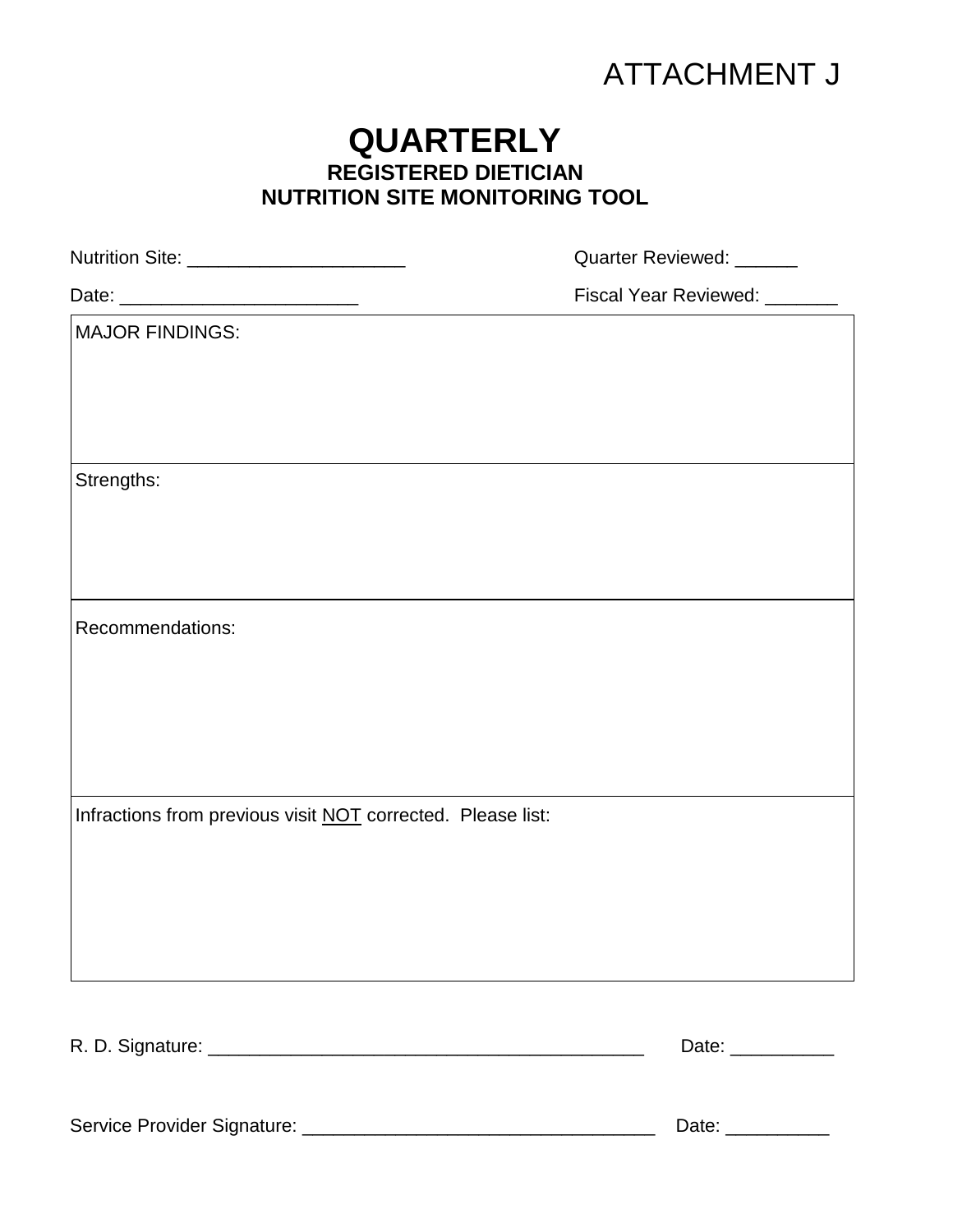ATTACHMENT J

# QUARTERLY

## REGISTERED DIETICIAN
## NUTRITION SITE MONITORING TOOL

Nutrition Site: ____________________ Quarter Reviewed: ______

Date: ______________________ Fiscal Year Reviewed: _______

| MAJOR FINDINGS: |
|---|
| |
| Strengths: |
| |
| Recommendations: |
| |
| Infractions from previous visit <u>NOT</u> corrected. Please list: |
| |

R. D. Signature: _________________________________________ Date: __________

Service Provider Signature: _________________________________ Date: __________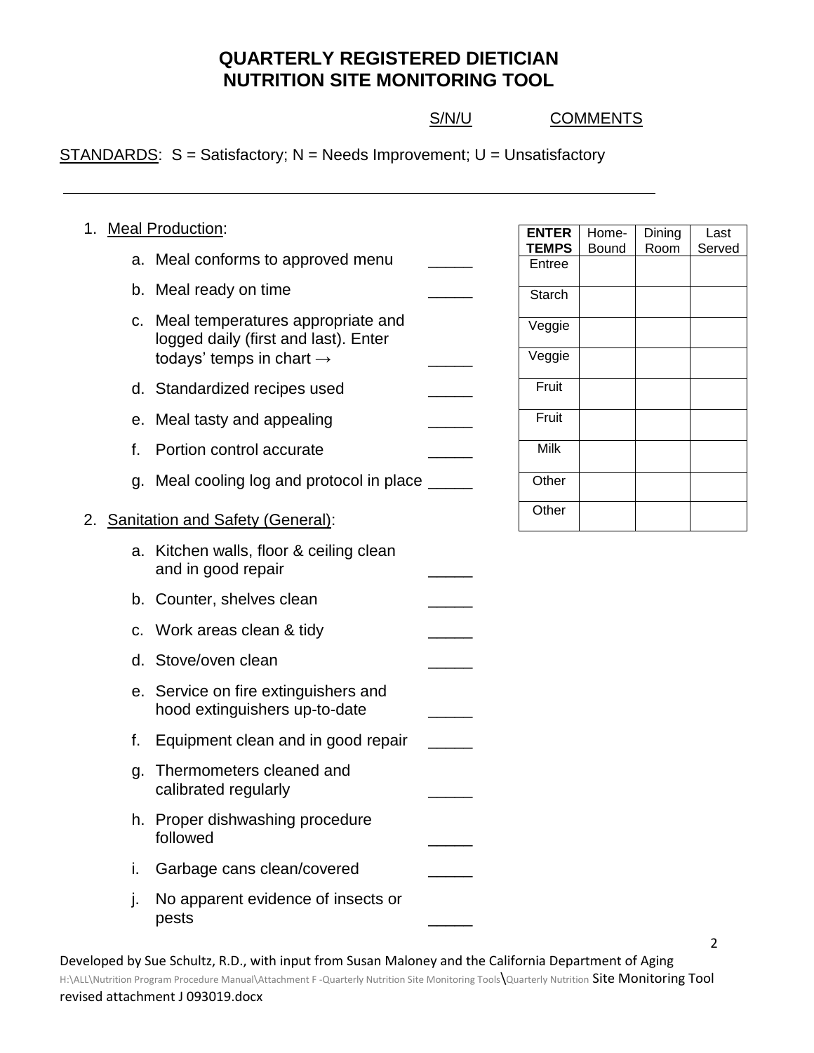# QUARTERLY REGISTERED DIETICIAN NUTRITION SITE MONITORING TOOL

S/N/U COMMENTS

STANDARDS: S = Satisfactory; N = Needs Improvement; U = Unsatisfactory

---

1. Meal Production:
   a. Meal conforms to approved menu _____
   b. Meal ready on time _____
   c. Meal temperatures appropriate and logged daily (first and last). Enter todays' temps in chart → _____
   d. Standardized recipes used _____
   e. Meal tasty and appealing _____
   f. Portion control accurate _____
   g. Meal cooling log and protocol in place _____

| ENTER TEMPS | Home-Bound | Dining Room | Last Served |
|---|---|---|---|
| Entree | | | |
| Starch | | | |
| Veggie | | | |
| Veggie | | | |
| Fruit | | | |
| Fruit | | | |
| Milk | | | |
| Other | | | |
| Other | | | |

2. Sanitation and Safety (General):
   a. Kitchen walls, floor & ceiling clean and in good repair _____
   b. Counter, shelves clean _____
   c. Work areas clean & tidy _____
   d. Stove/oven clean _____
   e. Service on fire extinguishers and hood extinguishers up-to-date _____
   f. Equipment clean and in good repair _____
   g. Thermometers cleaned and calibrated regularly _____
   h. Proper dishwashing procedure followed _____
   i. Garbage cans clean/covered _____
   j. No apparent evidence of insects or pests _____

Developed by Sue Schultz, R.D., with input from Susan Maloney and the California Department of Aging
H:\ALL\Nutrition Program Procedure Manual\Attachment F -Quarterly Nutrition Site Monitoring Tools\Quarterly Nutrition Site Monitoring Tool revised attachment J 093019.docx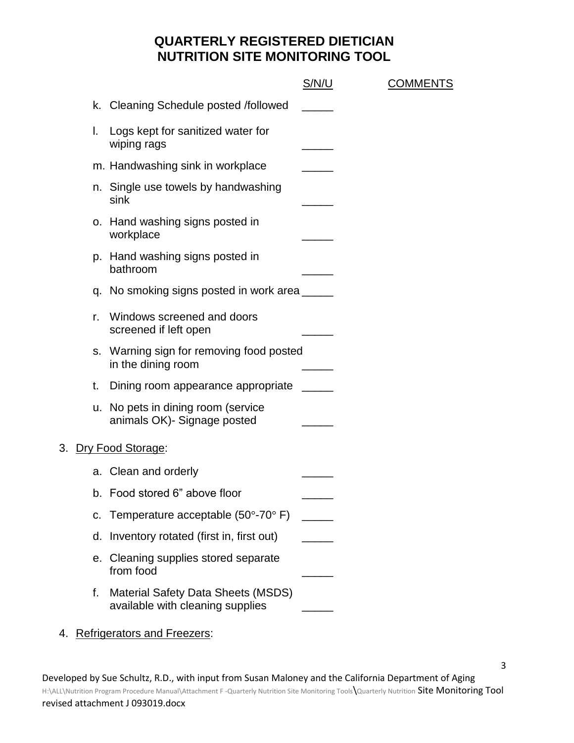# QUARTERLY REGISTERED DIETICIAN NUTRITION SITE MONITORING TOOL

| | S/N/U | COMMENTS |
|---|---|---|
| k. Cleaning Schedule posted /followed | _____ | |
| l. Logs kept for sanitized water for wiping rags | _____ | |
| m. Handwashing sink in workplace | _____ | |
| n. Single use towels by handwashing sink | _____ | |
| o. Hand washing signs posted in workplace | _____ | |
| p. Hand washing signs posted in bathroom | _____ | |
| q. No smoking signs posted in work area | _____ | |
| r. Windows screened and doors screened if left open | _____ | |
| s. Warning sign for removing food posted in the dining room | _____ | |
| t. Dining room appearance appropriate | _____ | |
| u. No pets in dining room (service animals OK)- Signage posted | _____ | |

3. Dry Food Storage:

| | S/N/U | COMMENTS |
|---|---|---|
| a. Clean and orderly | _____ | |
| b. Food stored 6" above floor | _____ | |
| c. Temperature acceptable (50°-70° F) | _____ | |
| d. Inventory rotated (first in, first out) | _____ | |
| e. Cleaning supplies stored separate from food | _____ | |
| f. Material Safety Data Sheets (MSDS) available with cleaning supplies | _____ | |

4. Refrigerators and Freezers:

Developed by Sue Schultz, R.D., with input from Susan Maloney and the California Department of Aging
H:\ALL\Nutrition Program Procedure Manual\Attachment F -Quarterly Nutrition Site Monitoring Tools\Quarterly Nutrition Site Monitoring Tool revised attachment J 093019.docx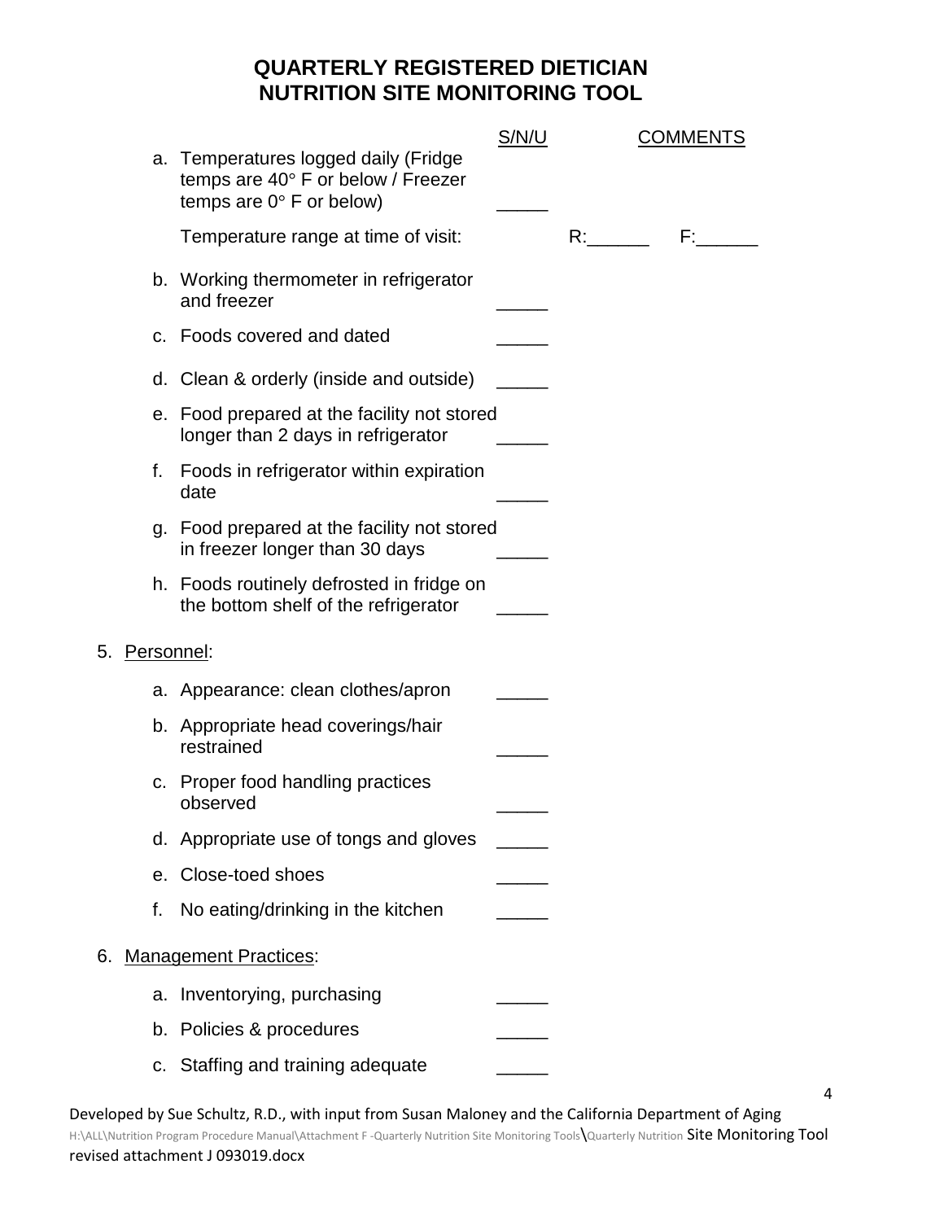# QUARTERLY REGISTERED DIETICIAN NUTRITION SITE MONITORING TOOL

| | S/N/U | COMMENTS |
|---|---|---|
| a. Temperatures logged daily (Fridge temps are 40° F or below / Freezer temps are 0° F or below) | _____ | |
| Temperature range at time of visit: | | R:______ F:______ |
| b. Working thermometer in refrigerator and freezer | _____ | |
| c. Foods covered and dated | _____ | |
| d. Clean & orderly (inside and outside) | _____ | |
| e. Food prepared at the facility not stored longer than 2 days in refrigerator | _____ | |
| f. Foods in refrigerator within expiration date | _____ | |
| g. Food prepared at the facility not stored in freezer longer than 30 days | _____ | |
| h. Foods routinely defrosted in fridge on the bottom shelf of the refrigerator | _____ | |

5. Personnel:

| | S/N/U | COMMENTS |
|---|---|---|
| a. Appearance: clean clothes/apron | _____ | |
| b. Appropriate head coverings/hair restrained | _____ | |
| c. Proper food handling practices observed | _____ | |
| d. Appropriate use of tongs and gloves | _____ | |
| e. Close-toed shoes | _____ | |
| f. No eating/drinking in the kitchen | _____ | |

6. Management Practices:

| | S/N/U | COMMENTS |
|---|---|---|
| a. Inventorying, purchasing | _____ | |
| b. Policies & procedures | _____ | |
| c. Staffing and training adequate | _____ | |

Developed by Sue Schultz, R.D., with input from Susan Maloney and the California Department of Aging
H:\ALL\Nutrition Program Procedure Manual\Attachment F -Quarterly Nutrition Site Monitoring Tools\Quarterly Nutrition Site Monitoring Tool revised attachment J 093019.docx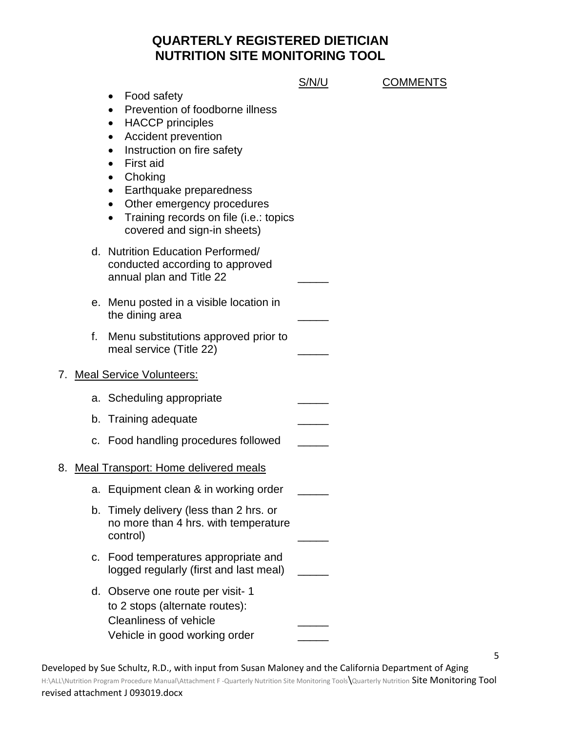# QUARTERLY REGISTERED DIETICIAN NUTRITION SITE MONITORING TOOL

| | S/N/U | COMMENTS |
|---|---|---|
| • Food safety<br>• Prevention of foodborne illness<br>• HACCP principles<br>• Accident prevention<br>• Instruction on fire safety<br>• First aid<br>• Choking<br>• Earthquake preparedness<br>• Other emergency procedures<br>• Training records on file (i.e.: topics covered and sign-in sheets) | | |
| d. Nutrition Education Performed/ conducted according to approved annual plan and Title 22 | _____ | |
| e. Menu posted in a visible location in the dining area | _____ | |
| f. Menu substitutions approved prior to meal service (Title 22) | _____ | |
| 7. Meal Service Volunteers: | | |
| a. Scheduling appropriate | _____ | |
| b. Training adequate | _____ | |
| c. Food handling procedures followed | _____ | |
| 8. Meal Transport: Home delivered meals | | |
| a. Equipment clean & in working order | _____ | |
| b. Timely delivery (less than 2 hrs. or no more than 4 hrs. with temperature control) | _____ | |
| c. Food temperatures appropriate and logged regularly (first and last meal) | _____ | |
| d. Observe one route per visit- 1 to 2 stops (alternate routes): | | |
| Cleanliness of vehicle | _____ | |
| Vehicle in good working order | _____ | |

Developed by Sue Schultz, R.D., with input from Susan Maloney and the California Department of Aging
H:\ALL\Nutrition Program Procedure Manual\Attachment F -Quarterly Nutrition Site Monitoring Tools\Quarterly Nutrition Site Monitoring Tool revised attachment J 093019.docx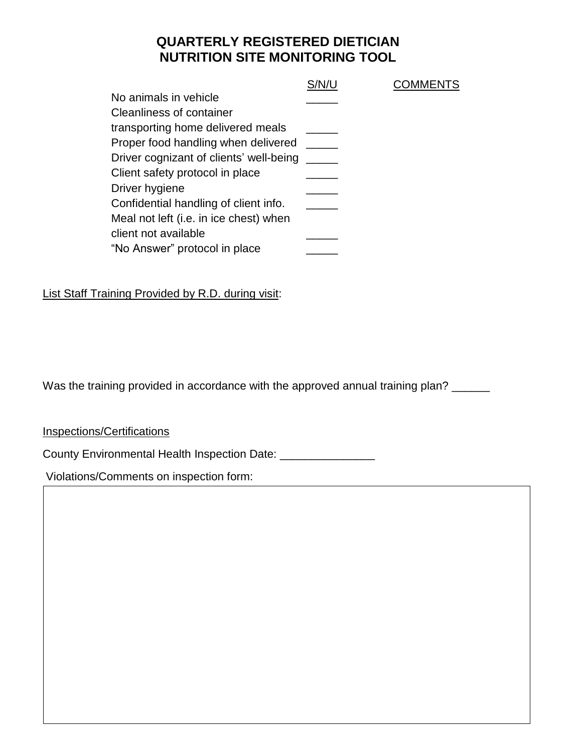# QUARTERLY REGISTERED DIETICIAN NUTRITION SITE MONITORING TOOL

| | S/N/U | COMMENTS |
|---|---|---|
| No animals in vehicle | _____ | |
| Cleanliness of container transporting home delivered meals | _____ | |
| Proper food handling when delivered | _____ | |
| Driver cognizant of clients' well-being | _____ | |
| Client safety protocol in place | _____ | |
| Driver hygiene | _____ | |
| Confidential handling of client info. | _____ | |
| Meal not left (i.e. in ice chest) when client not available | _____ | |
| "No Answer" protocol in place | _____ | |

List Staff Training Provided by R.D. during visit:

Was the training provided in accordance with the approved annual training plan? ______

Inspections/Certifications

County Environmental Health Inspection Date: _______________

Violations/Comments on inspection form: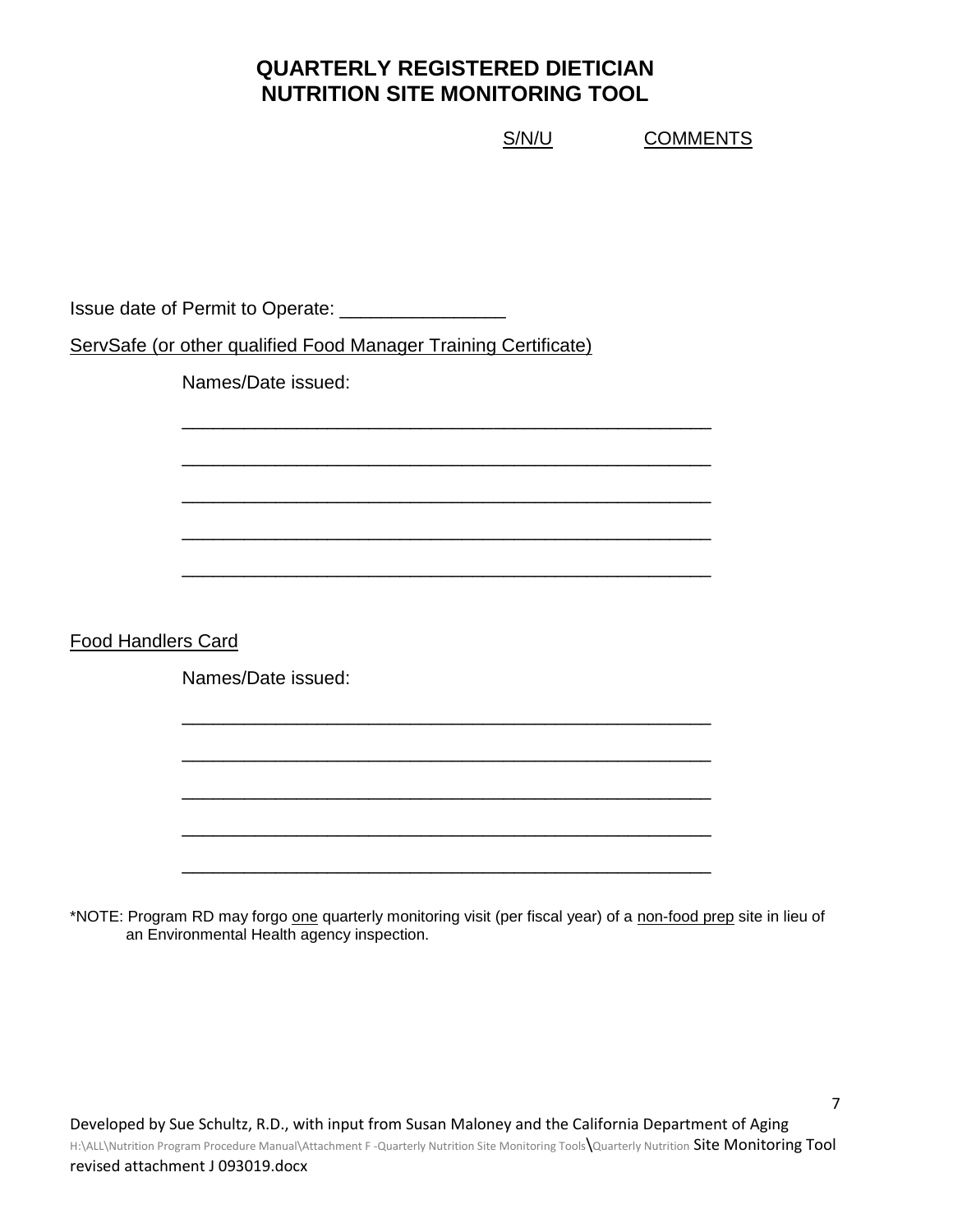# QUARTERLY REGISTERED DIETICIAN NUTRITION SITE MONITORING TOOL

S/N/U COMMENTS

Issue date of Permit to Operate: ________________

ServSafe (or other qualified Food Manager Training Certificate)

Names/Date issued:

_____________________________________________________

_____________________________________________________

_____________________________________________________

_____________________________________________________

_____________________________________________________

Food Handlers Card

Names/Date issued:

_____________________________________________________

_____________________________________________________

_____________________________________________________

_____________________________________________________

_____________________________________________________

*NOTE: Program RD may forgo one quarterly monitoring visit (per fiscal year) of a non-food prep site in lieu of an Environmental Health agency inspection.

Developed by Sue Schultz, R.D., with input from Susan Maloney and the California Department of Aging
H:\ALL\Nutrition Program Procedure Manual\Attachment F -Quarterly Nutrition Site Monitoring Tools\Quarterly Nutrition Site Monitoring Tool revised attachment J 093019.docx